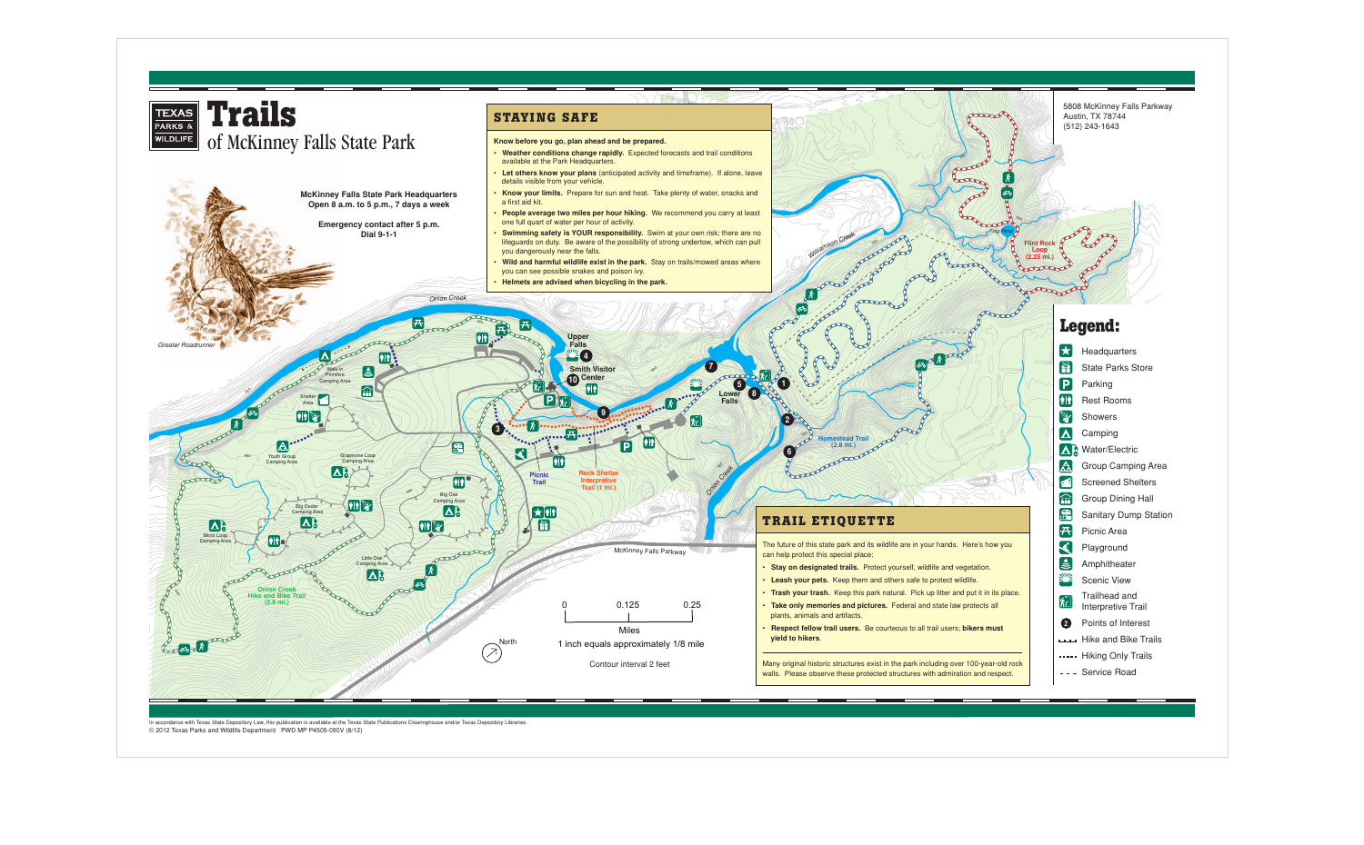# Trails

## of McKinney Falls State Park

TEXAS PARKS & WILDLIFE

5808 McKinney Falls Parkway
Austin, TX 78744
(512) 243-1643

**McKinney Falls State Park Headquarters**
**Open 8 a.m. to 5 p.m., 7 days a week**

**Emergency contact after 5 p.m.**
**Dial 9-1-1**

Greater Roadrunner

## STAYING SAFE

**Know before you go, plan ahead and be prepared.**

- **Weather conditions change rapidly.** Expected forecasts and trail conditions available at the Park Headquarters.
- **Let others know your plans** (anticipated activity and timeframe). If alone, leave details visible from your vehicle.
- **Know your limits.** Prepare for sun and heat. Take plenty of water, snacks and a first aid kit.
- **People average two miles per hour hiking.** We recommend you carry at least one full quart of water per hour of activity.
- **Swimming safety is YOUR responsibility.** Swim at your own risk; there are no lifeguards on duty. Be aware of the possibility of strong undertow, which can pull you dangerously near the falls.
- **Wild and harmful wildlife exist in the park.** Stay on trails/mowed areas where you can see possible snakes and poison ivy.
- **Helmets are advised when bicycling in the park.**

Onion Creek · Williamson Creek · Upper Falls · Smith Visitor Center · Lower Falls · Walk-in Primitive Camping Area · Shelter Area · Youth Group Camping Area · Grapevine Loop Camping Area · Big Oak Camping Area · Big Cedar Camping Area · Moss Loop Camping Area · Little Oak Camping Area · Picnic Trail · Rock Shelter Interpretive Trail (1 mi.) · Homestead Trail (2.8 mi.) · Flint Rock Loop (2.25 mi.) · Onion Creek Hike and Bike Trail (2.8 mi.) · McKinney Falls Parkway

0 — 0.125 — 0.25 Miles
1 inch equals approximately 1/8 mile
Contour interval 2 feet
North

## Legend:

- Headquarters
- State Parks Store
- Parking
- Rest Rooms
- Showers
- Camping
- Water/Electric
- Group Camping Area
- Screened Shelters
- Group Dining Hall
- Sanitary Dump Station
- Picnic Area
- Playground
- Amphitheater
- Scenic View
- Trailhead and Interpretive Trail
- Points of Interest
- Hike and Bike Trails
- Hiking Only Trails
- Service Road

## TRAIL ETIQUETTE

The future of this state park and its wildlife are in your hands. Here's how you can help protect this special place:

- **Stay on designated trails.** Protect yourself, wildlife and vegetation.
- **Leash your pets.** Keep them and others safe to protect wildlife.
- **Trash your trash.** Keep this park natural. Pick up litter and put it in its place.
- **Take only memories and pictures.** Federal and state law protects all plants, animals and artifacts.
- **Respect fellow trail users.** Be courteous to all trail users; **bikers must yield to hikers**.

Many original historic structures exist in the park including over 100-year-old rock walls. Please observe these protected structures with admiration and respect.

In accordance with Texas State Depository Law, this publication is available at the Texas State Publications Clearinghouse and/or Texas Depository Libraries.
© 2012 Texas Parks and Wildlife Department PWD MP P4505-090V (8/12)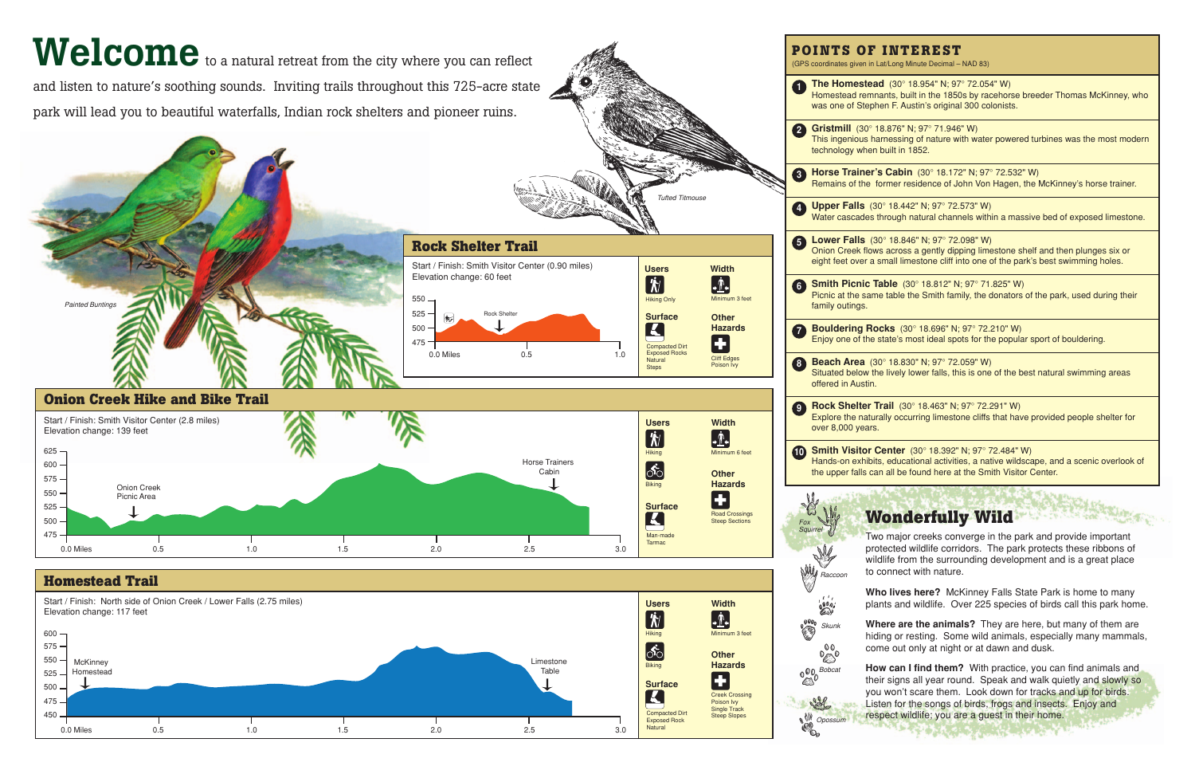# Welcome

to a natural retreat from the city where you can reflect and listen to nature's soothing sounds. Inviting trails throughout this 725-acre state park will lead you to beautiful waterfalls, Indian rock shelters and pioneer ruins.

*Painted Buntings*

*Tufted Titmouse*

## Rock Shelter Trail

Start / Finish: Smith Visitor Center (0.90 miles)
Elevation change: 60 feet

550
525
500
475
Rock Shelter
0.0 Miles
0.5
1.0

**Users**
Hiking Only

**Width**
Minimum 3 feet

**Surface**
Compacted Dirt
Exposed Rocks
Natural
Steps

**Other Hazards**
Cliff Edges
Poison Ivy

## Onion Creek Hike and Bike Trail

Start / Finish: Smith Visitor Center (2.8 miles)
Elevation change: 139 feet

625
600
575
550
525
500
475
Onion Creek Picnic Area
Horse Trainers Cabin
0.0 Miles
0.5
1.0
1.5
2.0
2.5
3.0

**Users**
Hiking
Biking

**Width**
Minimum 6 feet

**Surface**
Man-made
Tarmac

**Other Hazards**
Road Crossings
Steep Sections

## Homestead Trail

Start / Finish: North side of Onion Creek / Lower Falls (2.75 miles)
Elevation change: 117 feet

600
575
550
525
500
475
450
McKinney Homestead
Limestone Table
0.0 Miles
0.5
1.0
1.5
2.0
2.5
3.0

**Users**
Hiking
Biking

**Width**
Minimum 3 feet

**Surface**
Compacted Dirt
Exposed Rock
Natural

**Other Hazards**
Creek Crossing
Poison Ivy
Single Track
Steep Slopes

## POINTS OF INTEREST

(GPS coordinates given in Lat/Long Minute Decimal – NAD 83)

1. **The Homestead** (30° 18.954" N; 97° 72.054" W)
   Homestead remnants, built in the 1850s by racehorse breeder Thomas McKinney, who was one of Stephen F. Austin's original 300 colonists.
2. **Gristmill** (30° 18.876" N; 97° 71.946" W)
   This ingenious harnessing of nature with water powered turbines was the most modern technology when built in 1852.
3. **Horse Trainer's Cabin** (30° 18.172" N; 97° 72.532" W)
   Remains of the former residence of John Von Hagen, the McKinney's horse trainer.
4. **Upper Falls** (30° 18.442" N; 97° 72.573" W)
   Water cascades through natural channels within a massive bed of exposed limestone.
5. **Lower Falls** (30° 18.846" N; 97° 72.098" W)
   Onion Creek flows across a gently dipping limestone shelf and then plunges six or eight feet over a small limestone cliff into one of the park's best swimming holes.
6. **Smith Picnic Table** (30° 18.812" N; 97° 71.825" W)
   Picnic at the same table the Smith family, the donators of the park, used during their family outings.
7. **Bouldering Rocks** (30° 18.696" N; 97° 72.210" W)
   Enjoy one of the state's most ideal spots for the popular sport of bouldering.
8. **Beach Area** (30° 18.830" N; 97° 72.059" W)
   Situated below the lively lower falls, this is one of the best natural swimming areas offered in Austin.
9. **Rock Shelter Trail** (30° 18.463" N; 97° 72.291" W)
   Explore the naturally occurring limestone cliffs that have provided people shelter for over 8,000 years.
10. **Smith Visitor Center** (30° 18.392" N; 97° 72.484" W)
    Hands-on exhibits, educational activities, a native wildscape, and a scenic overlook of the upper falls can all be found here at the Smith Visitor Center.

## Wonderfully Wild

*Fox Squirrel*
*Raccoon*
*Skunk*
*Bobcat*
*Opossum*

Two major creeks converge in the park and provide important protected wildlife corridors. The park protects these ribbons of wildlife from the surrounding development and is a great place to connect with nature.

**Who lives here?** McKinney Falls State Park is home to many plants and wildlife. Over 225 species of birds call this park home.

**Where are the animals?** They are here, but many of them are hiding or resting. Some wild animals, especially many mammals, come out only at night or at dawn and dusk.

**How can I find them?** With practice, you can find animals and their signs all year round. Speak and walk quietly and slowly so you won't scare them. Look down for tracks and up for birds. Listen for the songs of birds, frogs and insects. Enjoy and respect wildlife; you are a guest in their home.